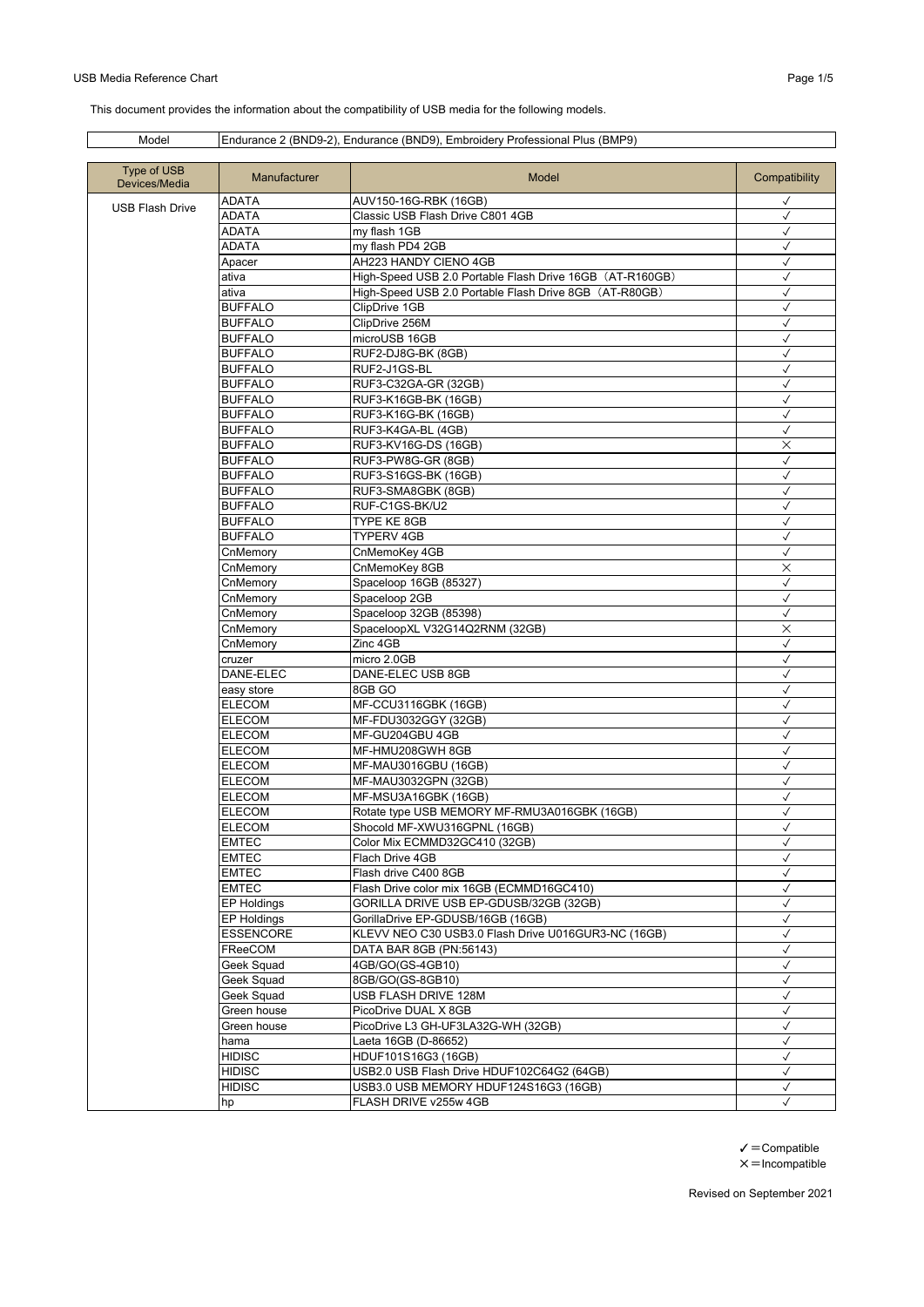This document provides the information about the compatibility of USB media for the following models.

| Model | Endurance 2 (BND9-2), Endurance (BND9), Embroidery Professional Plus (BMP9) |
|---|---|

| Type of USB Devices/Media | Manufacturer | Model | Compatibility |
|---|---|---|---|
| USB Flash Drive | ADATA | AUV150-16G-RBK (16GB) | ✓ |
| | ADATA | Classic USB Flash Drive C801 4GB | ✓ |
| | ADATA | my flash 1GB | ✓ |
| | ADATA | my flash PD4 2GB | ✓ |
| | Apacer | AH223 HANDY CIENO 4GB | ✓ |
| | ativa | High-Speed USB 2.0 Portable Flash Drive 16GB（AT-R160GB） | ✓ |
| | ativa | High-Speed USB 2.0 Portable Flash Drive 8GB（AT-R80GB） | ✓ |
| | BUFFALO | ClipDrive 1GB | ✓ |
| | BUFFALO | ClipDrive 256M | ✓ |
| | BUFFALO | microUSB 16GB | ✓ |
| | BUFFALO | RUF2-DJ8G-BK (8GB) | ✓ |
| | BUFFALO | RUF2-J1GS-BL | ✓ |
| | BUFFALO | RUF3-C32GA-GR (32GB) | ✓ |
| | BUFFALO | RUF3-K16GB-BK (16GB) | ✓ |
| | BUFFALO | RUF3-K16G-BK (16GB) | ✓ |
| | BUFFALO | RUF3-K4GA-BL (4GB) | ✓ |
| | BUFFALO | RUF3-KV16G-DS (16GB) | × |
| | BUFFALO | RUF3-PW8G-GR (8GB) | ✓ |
| | BUFFALO | RUF3-S16GS-BK (16GB) | ✓ |
| | BUFFALO | RUF3-SMA8GBK (8GB) | ✓ |
| | BUFFALO | RUF-C1GS-BK/U2 | ✓ |
| | BUFFALO | TYPE KE 8GB | ✓ |
| | BUFFALO | TYPERV 4GB | ✓ |
| | CnMemory | CnMemoKey 4GB | ✓ |
| | CnMemory | CnMemoKey 8GB | × |
| | CnMemory | Spaceloop 16GB (85327) | ✓ |
| | CnMemory | Spaceloop 2GB | ✓ |
| | CnMemory | Spaceloop 32GB (85398) | ✓ |
| | CnMemory | SpaceloopXL V32G14Q2RNM (32GB) | × |
| | CnMemory | Zinc 4GB | ✓ |
| | cruzer | micro 2.0GB | ✓ |
| | DANE-ELEC | DANE-ELEC USB 8GB | ✓ |
| | easy store | 8GB GO | ✓ |
| | ELECOM | MF-CCU3116GBK (16GB) | ✓ |
| | ELECOM | MF-FDU3032GGY (32GB) | ✓ |
| | ELECOM | MF-GU204GBU 4GB | ✓ |
| | ELECOM | MF-HMU208GWH 8GB | ✓ |
| | ELECOM | MF-MAU3016GBU (16GB) | ✓ |
| | ELECOM | MF-MAU3032GPN (32GB) | ✓ |
| | ELECOM | MF-MSU3A16GBK (16GB) | ✓ |
| | ELECOM | Rotate type USB MEMORY MF-RMU3A016GBK (16GB) | ✓ |
| | ELECOM | Shocold MF-XWU316GPNL (16GB) | ✓ |
| | EMTEC | Color Mix ECMMD32GC410 (32GB) | ✓ |
| | EMTEC | Flach Drive 4GB | ✓ |
| | EMTEC | Flash drive C400 8GB | ✓ |
| | EMTEC | Flash Drive color mix 16GB (ECMMD16GC410) | ✓ |
| | EP Holdings | GORILLA DRIVE USB EP-GDUSB/32GB (32GB) | ✓ |
| | EP Holdings | GorillaDrive EP-GDUSB/16GB (16GB) | ✓ |
| | ESSENCORE | KLEVV NEO C30 USB3.0 Flash Drive U016GUR3-NC (16GB) | ✓ |
| | FReeCOM | DATA BAR 8GB (PN:56143) | ✓ |
| | Geek Squad | 4GB/GO(GS-4GB10) | ✓ |
| | Geek Squad | 8GB/GO(GS-8GB10) | ✓ |
| | Geek Squad | USB FLASH DRIVE 128M | ✓ |
| | Green house | PicoDrive DUAL X 8GB | ✓ |
| | Green house | PicoDrive L3 GH-UF3LA32G-WH (32GB) | ✓ |
| | hama | Laeta 16GB (D-86652) | ✓ |
| | HIDISC | HDUF101S16G3 (16GB) | ✓ |
| | HIDISC | USB2.0 USB Flash Drive HDUF102C64G2 (64GB) | ✓ |
| | HIDISC | USB3.0 USB MEMORY HDUF124S16G3 (16GB) | ✓ |
| | hp | FLASH DRIVE v255w 4GB | ✓ |

✓＝Compatible
×＝Incompatible

Revised on September 2021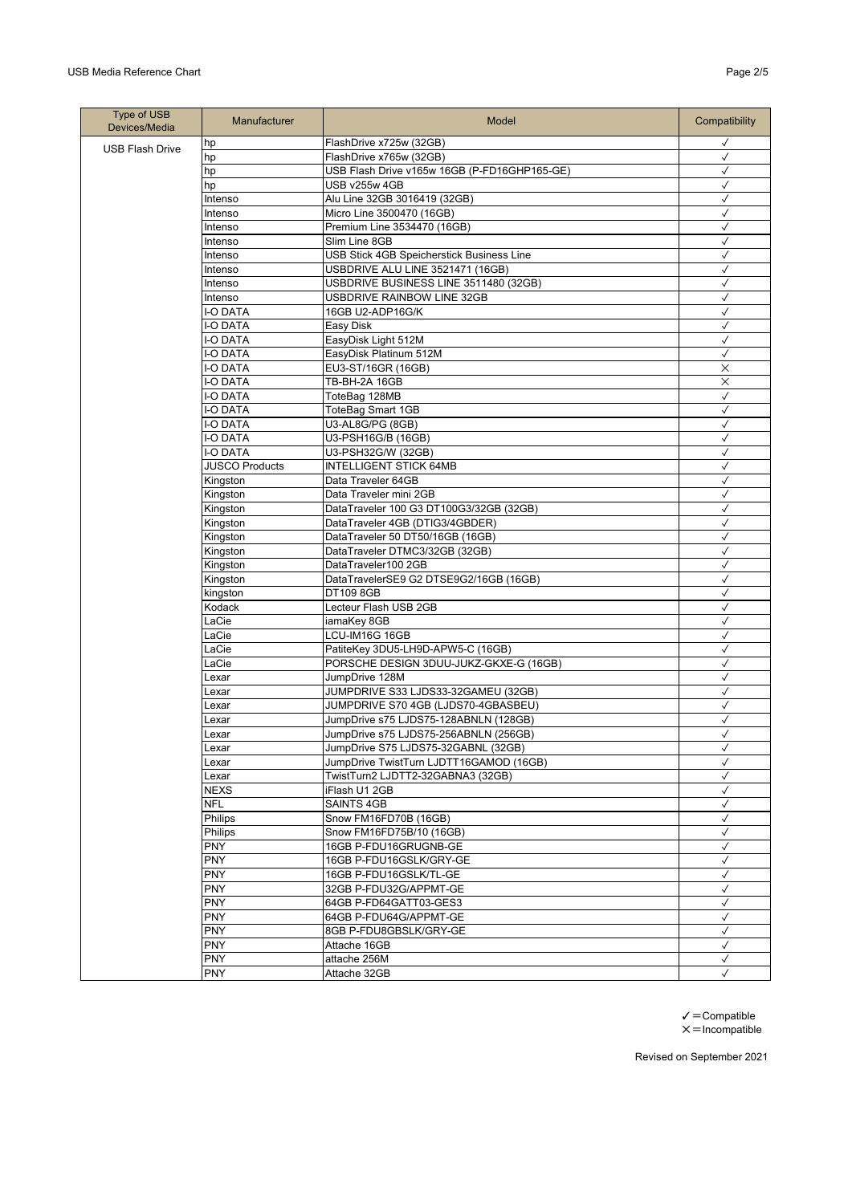| Type of USB Devices/Media | Manufacturer | Model | Compatibility |
|---|---|---|---|
| USB Flash Drive | hp | FlashDrive x725w (32GB) | ✓ |
| | hp | FlashDrive x765w (32GB) | ✓ |
| | hp | USB Flash Drive v165w 16GB (P-FD16GHP165-GE) | ✓ |
| | hp | USB v255w 4GB | ✓ |
| | Intenso | Alu Line 32GB 3016419 (32GB) | ✓ |
| | Intenso | Micro Line 3500470 (16GB) | ✓ |
| | Intenso | Premium Line 3534470 (16GB) | ✓ |
| | Intenso | Slim Line 8GB | ✓ |
| | Intenso | USB Stick 4GB Speicherstick Business Line | ✓ |
| | Intenso | USBDRIVE ALU LINE 3521471 (16GB) | ✓ |
| | Intenso | USBDRIVE BUSINESS LINE 3511480 (32GB) | ✓ |
| | Intenso | USBDRIVE RAINBOW LINE 32GB | ✓ |
| | I-O DATA | 16GB U2-ADP16G/K | ✓ |
| | I-O DATA | Easy Disk | ✓ |
| | I-O DATA | EasyDisk Light 512M | ✓ |
| | I-O DATA | EasyDisk Platinum 512M | ✓ |
| | I-O DATA | EU3-ST/16GR (16GB) | × |
| | I-O DATA | TB-BH-2A 16GB | × |
| | I-O DATA | ToteBag 128MB | ✓ |
| | I-O DATA | ToteBag Smart 1GB | ✓ |
| | I-O DATA | U3-AL8G/PG (8GB) | ✓ |
| | I-O DATA | U3-PSH16G/B (16GB) | ✓ |
| | I-O DATA | U3-PSH32G/W (32GB) | ✓ |
| | JUSCO Products | INTELLIGENT STICK 64MB | ✓ |
| | Kingston | Data Traveler 64GB | ✓ |
| | Kingston | Data Traveler mini 2GB | ✓ |
| | Kingston | DataTraveler 100 G3 DT100G3/32GB (32GB) | ✓ |
| | Kingston | DataTraveler 4GB (DTIG3/4GBDER) | ✓ |
| | Kingston | DataTraveler 50 DT50/16GB (16GB) | ✓ |
| | Kingston | DataTraveler DTMC3/32GB (32GB) | ✓ |
| | Kingston | DataTraveler100 2GB | ✓ |
| | Kingston | DataTravelerSE9 G2 DTSE9G2/16GB (16GB) | ✓ |
| | kingston | DT109 8GB | ✓ |
| | Kodack | Lecteur Flash USB 2GB | ✓ |
| | LaCie | iamaKey 8GB | ✓ |
| | LaCie | LCU-IM16G 16GB | ✓ |
| | LaCie | PatiteKey 3DU5-LH9D-APW5-C (16GB) | ✓ |
| | LaCie | PORSCHE DESIGN 3DUU-JUKZ-GKXE-G (16GB) | ✓ |
| | Lexar | JumpDrive 128M | ✓ |
| | Lexar | JUMPDRIVE S33 LJDS33-32GAMEU (32GB) | ✓ |
| | Lexar | JUMPDRIVE S70 4GB (LJDS70-4GBASBEU) | ✓ |
| | Lexar | JumpDrive s75 LJDS75-128ABNLN (128GB) | ✓ |
| | Lexar | JumpDrive s75 LJDS75-256ABNLN (256GB) | ✓ |
| | Lexar | JumpDrive S75 LJDS75-32GABNL (32GB) | ✓ |
| | Lexar | JumpDrive TwistTurn LJDTT16GAMOD (16GB) | ✓ |
| | Lexar | TwistTurn2 LJDTT2-32GABNA3 (32GB) | ✓ |
| | NEXS | iFlash U1 2GB | ✓ |
| | NFL | SAINTS 4GB | ✓ |
| | Philips | Snow FM16FD70B (16GB) | ✓ |
| | Philips | Snow FM16FD75B/10 (16GB) | ✓ |
| | PNY | 16GB P-FDU16GRUGNB-GE | ✓ |
| | PNY | 16GB P-FDU16GSLK/GRY-GE | ✓ |
| | PNY | 16GB P-FDU16GSLK/TL-GE | ✓ |
| | PNY | 32GB P-FDU32G/APPMT-GE | ✓ |
| | PNY | 64GB P-FD64GATT03-GES3 | ✓ |
| | PNY | 64GB P-FDU64G/APPMT-GE | ✓ |
| | PNY | 8GB P-FDU8GBSLK/GRY-GE | ✓ |
| | PNY | Attache 16GB | ✓ |
| | PNY | attache 256M | ✓ |
| | PNY | Attache 32GB | ✓ |

✓=Compatible
×=Incompatible

Revised on September 2021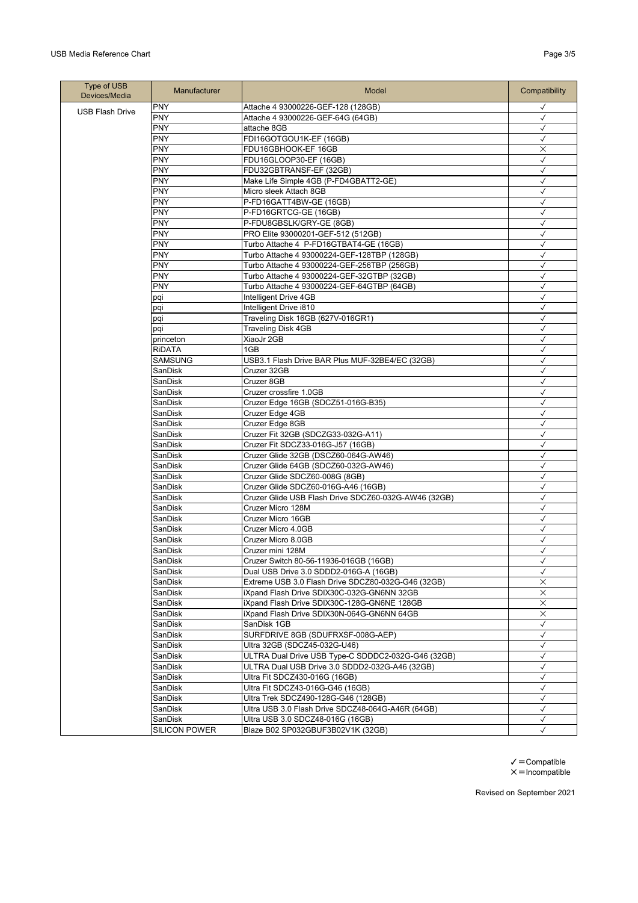| Type of USB Devices/Media | Manufacturer | Model | Compatibility |
|---|---|---|---|
| USB Flash Drive | PNY | Attache 4 93000226-GEF-128 (128GB) | ✓ |
| | PNY | Attache 4 93000226-GEF-64G (64GB) | ✓ |
| | PNY | attache 8GB | ✓ |
| | PNY | FDI16GOTGOU1K-EF (16GB) | ✓ |
| | PNY | FDU16GBHOOK-EF 16GB | × |
| | PNY | FDU16GLOOP30-EF (16GB) | ✓ |
| | PNY | FDU32GBTRANSF-EF (32GB) | ✓ |
| | PNY | Make Life Simple 4GB (P-FD4GBATT2-GE) | ✓ |
| | PNY | Micro sleek Attach 8GB | ✓ |
| | PNY | P-FD16GATT4BW-GE (16GB) | ✓ |
| | PNY | P-FD16GRTCG-GE (16GB) | ✓ |
| | PNY | P-FDU8GBSLK/GRY-GE (8GB) | ✓ |
| | PNY | PRO Elite 93000201-GEF-512 (512GB) | ✓ |
| | PNY | Turbo Attache 4 P-FD16GTBAT4-GE (16GB) | ✓ |
| | PNY | Turbo Attache 4 93000224-GEF-128TBP (128GB) | ✓ |
| | PNY | Turbo Attache 4 93000224-GEF-256TBP (256GB) | ✓ |
| | PNY | Turbo Attache 4 93000224-GEF-32GTBP (32GB) | ✓ |
| | PNY | Turbo Attache 4 93000224-GEF-64GTBP (64GB) | ✓ |
| | pqi | Intelligent Drive 4GB | ✓ |
| | pqi | Intelligent Drive i810 | ✓ |
| | pqi | Traveling Disk 16GB (627V-016GR1) | ✓ |
| | pqi | Traveling Disk 4GB | ✓ |
| | princeton | XiaoJr 2GB | ✓ |
| | RiDATA | 1GB | ✓ |
| | SAMSUNG | USB3.1 Flash Drive BAR Plus MUF-32BE4/EC (32GB) | ✓ |
| | SanDisk | Cruzer 32GB | ✓ |
| | SanDisk | Cruzer 8GB | ✓ |
| | SanDisk | Cruzer crossfire 1.0GB | ✓ |
| | SanDisk | Cruzer Edge 16GB (SDCZ51-016G-B35) | ✓ |
| | SanDisk | Cruzer Edge 4GB | ✓ |
| | SanDisk | Cruzer Edge 8GB | ✓ |
| | SanDisk | Cruzer Fit 32GB (SDCZG33-032G-A11) | ✓ |
| | SanDisk | Cruzer Fit SDCZ33-016G-J57 (16GB) | ✓ |
| | SanDisk | Cruzer Glide 32GB (DSCZ60-064G-AW46) | ✓ |
| | SanDisk | Cruzer Glide 64GB (SDCZ60-032G-AW46) | ✓ |
| | SanDisk | Cruzer Glide SDCZ60-008G (8GB) | ✓ |
| | SanDisk | Cruzer Glide SDCZ60-016G-A46 (16GB) | ✓ |
| | SanDisk | Cruzer Glide USB Flash Drive SDCZ60-032G-AW46 (32GB) | ✓ |
| | SanDisk | Cruzer Micro 128M | ✓ |
| | SanDisk | Cruzer Micro 16GB | ✓ |
| | SanDisk | Cruzer Micro 4.0GB | ✓ |
| | SanDisk | Cruzer Micro 8.0GB | ✓ |
| | SanDisk | Cruzer mini 128M | ✓ |
| | SanDisk | Cruzer Switch 80-56-11936-016GB (16GB) | ✓ |
| | SanDisk | Dual USB Drive 3.0 SDDD2-016G-A (16GB) | ✓ |
| | SanDisk | Extreme USB 3.0 Flash Drive SDCZ80-032G-G46 (32GB) | × |
| | SanDisk | iXpand Flash Drive SDIX30C-032G-GN6NN 32GB | × |
| | SanDisk | iXpand Flash Drive SDIX30C-128G-GN6NE 128GB | × |
| | SanDisk | iXpand Flash Drive SDIX30N-064G-GN6NN 64GB | × |
| | SanDisk | SanDisk 1GB | ✓ |
| | SanDisk | SURFDRIVE 8GB (SDUFRXSF-008G-AEP) | ✓ |
| | SanDisk | Ultra 32GB (SDCZ45-032G-U46) | ✓ |
| | SanDisk | ULTRA Dual Drive USB Type-C SDDDC2-032G-G46 (32GB) | ✓ |
| | SanDisk | ULTRA Dual USB Drive 3.0 SDDD2-032G-A46 (32GB) | ✓ |
| | SanDisk | Ultra Fit SDCZ430-016G (16GB) | ✓ |
| | SanDisk | Ultra Fit SDCZ43-016G-G46 (16GB) | ✓ |
| | SanDisk | Ultra Trek SDCZ490-128G-G46 (128GB) | ✓ |
| | SanDisk | Ultra USB 3.0 Flash Drive SDCZ48-064G-A46R (64GB) | ✓ |
| | SanDisk | Ultra USB 3.0 SDCZ48-016G (16GB) | ✓ |
| | SILICON POWER | Blaze B02 SP032GBUF3B02V1K (32GB) | ✓ |

✓＝Compatible
×＝Incompatible

Revised on September 2021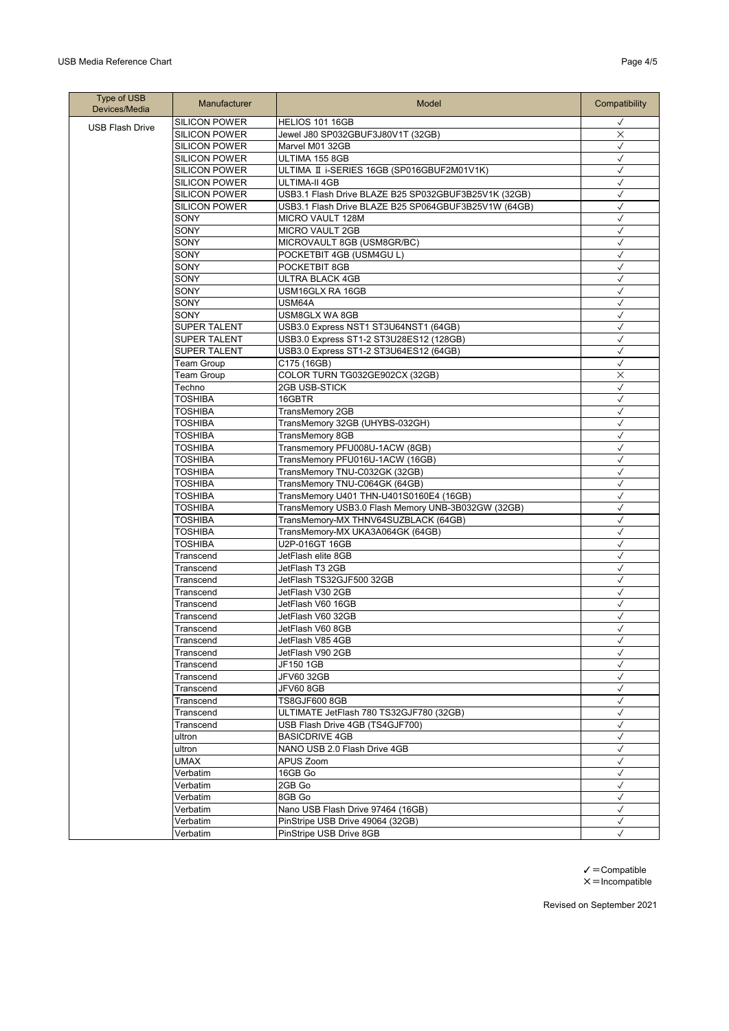| Type of USB Devices/Media | Manufacturer | Model | Compatibility |
|---|---|---|---|
| USB Flash Drive | SILICON POWER | HELIOS 101 16GB | ✓ |
| | SILICON POWER | Jewel J80 SP032GBUF3J80V1T (32GB) | × |
| | SILICON POWER | Marvel M01 32GB | ✓ |
| | SILICON POWER | ULTIMA 155 8GB | ✓ |
| | SILICON POWER | ULTIMA Ⅱ i-SERIES 16GB (SP016GBUF2M01V1K) | ✓ |
| | SILICON POWER | ULTIMA-II 4GB | ✓ |
| | SILICON POWER | USB3.1 Flash Drive BLAZE B25 SP032GBUF3B25V1K (32GB) | ✓ |
| | SILICON POWER | USB3.1 Flash Drive BLAZE B25 SP064GBUF3B25V1W (64GB) | ✓ |
| | SONY | MICRO VAULT 128M | ✓ |
| | SONY | MICRO VAULT 2GB | ✓ |
| | SONY | MICROVAULT 8GB (USM8GR/BC) | ✓ |
| | SONY | POCKETBIT 4GB (USM4GU L) | ✓ |
| | SONY | POCKETBIT 8GB | ✓ |
| | SONY | ULTRA BLACK 4GB | ✓ |
| | SONY | USM16GLX RA 16GB | ✓ |
| | SONY | USM64A | ✓ |
| | SONY | USM8GLX WA 8GB | ✓ |
| | SUPER TALENT | USB3.0 Express NST1 ST3U64NST1 (64GB) | ✓ |
| | SUPER TALENT | USB3.0 Express ST1-2 ST3U28ES12 (128GB) | ✓ |
| | SUPER TALENT | USB3.0 Express ST1-2 ST3U64ES12 (64GB) | ✓ |
| | Team Group | C175 (16GB) | ✓ |
| | Team Group | COLOR TURN TG032GE902CX (32GB) | × |
| | Techno | 2GB USB-STICK | ✓ |
| | TOSHIBA | 16GBTR | ✓ |
| | TOSHIBA | TransMemory 2GB | ✓ |
| | TOSHIBA | TransMemory 32GB (UHYBS-032GH) | ✓ |
| | TOSHIBA | TransMemory 8GB | ✓ |
| | TOSHIBA | Transmemory PFU008U-1ACW (8GB) | ✓ |
| | TOSHIBA | TransMemory PFU016U-1ACW (16GB) | ✓ |
| | TOSHIBA | TransMemory TNU-C032GK (32GB) | ✓ |
| | TOSHIBA | TransMemory TNU-C064GK (64GB) | ✓ |
| | TOSHIBA | TransMemory U401 THN-U401S0160E4 (16GB) | ✓ |
| | TOSHIBA | TransMemory USB3.0 Flash Memory UNB-3B032GW (32GB) | ✓ |
| | TOSHIBA | TransMemory-MX THNV64SUZBLACK (64GB) | ✓ |
| | TOSHIBA | TransMemory-MX UKA3A064GK (64GB) | ✓ |
| | TOSHIBA | U2P-016GT 16GB | ✓ |
| | Transcend | JetFlash elite 8GB | ✓ |
| | Transcend | JetFlash T3 2GB | ✓ |
| | Transcend | JetFlash TS32GJF500 32GB | ✓ |
| | Transcend | JetFlash V30 2GB | ✓ |
| | Transcend | JetFlash V60 16GB | ✓ |
| | Transcend | JetFlash V60 32GB | ✓ |
| | Transcend | JetFlash V60 8GB | ✓ |
| | Transcend | JetFlash V85 4GB | ✓ |
| | Transcend | JetFlash V90 2GB | ✓ |
| | Transcend | JF150 1GB | ✓ |
| | Transcend | JFV60 32GB | ✓ |
| | Transcend | JFV60 8GB | ✓ |
| | Transcend | TS8GJF600 8GB | ✓ |
| | Transcend | ULTIMATE JetFlash 780 TS32GJF780 (32GB) | ✓ |
| | Transcend | USB Flash Drive 4GB (TS4GJF700) | ✓ |
| | ultron | BASICDRIVE 4GB | ✓ |
| | ultron | NANO USB 2.0 Flash Drive 4GB | ✓ |
| | UMAX | APUS Zoom | ✓ |
| | Verbatim | 16GB Go | ✓ |
| | Verbatim | 2GB Go | ✓ |
| | Verbatim | 8GB Go | ✓ |
| | Verbatim | Nano USB Flash Drive 97464 (16GB) | ✓ |
| | Verbatim | PinStripe USB Drive 49064 (32GB) | ✓ |
| | Verbatim | PinStripe USB Drive 8GB | ✓ |

✓＝Compatible
×＝Incompatible

Revised on September 2021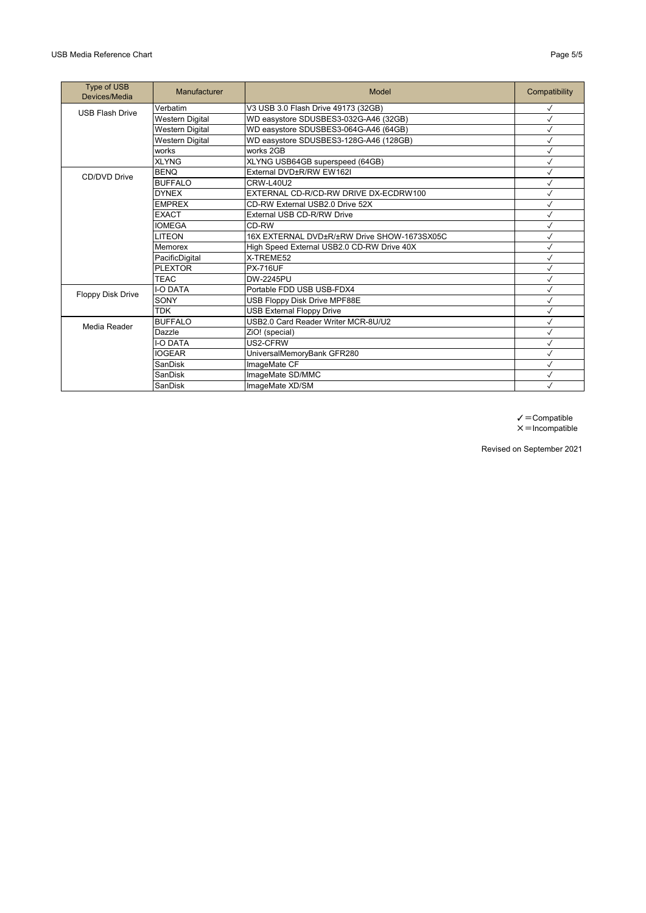| Type of USB Devices/Media | Manufacturer | Model | Compatibility |
| --- | --- | --- | --- |
| USB Flash Drive | Verbatim | V3 USB 3.0 Flash Drive 49173 (32GB) | ✓ |
| | Western Digital | WD easystore SDUSBES3-032G-A46 (32GB) | ✓ |
| | Western Digital | WD easystore SDUSBES3-064G-A46 (64GB) | ✓ |
| | Western Digital | WD easystore SDUSBES3-128G-A46 (128GB) | ✓ |
| | works | works 2GB | ✓ |
| | XLYNG | XLYNG USB64GB superspeed (64GB) | ✓ |
| CD/DVD Drive | BENQ | External DVD±R/RW EW162I | ✓ |
| | BUFFALO | CRW-L40U2 | ✓ |
| | DYNEX | EXTERNAL CD-R/CD-RW DRIVE DX-ECDRW100 | ✓ |
| | EMPREX | CD-RW External USB2.0 Drive 52X | ✓ |
| | EXACT | External USB CD-R/RW Drive | ✓ |
| | IOMEGA | CD-RW | ✓ |
| | LITEON | 16X EXTERNAL DVD±R/±RW Drive SHOW-1673SX05C | ✓ |
| | Memorex | High Speed External USB2.0 CD-RW Drive 40X | ✓ |
| | PacificDigital | X-TREME52 | ✓ |
| | PLEXTOR | PX-716UF | ✓ |
| | TEAC | DW-2245PU | ✓ |
| Floppy Disk Drive | I-O DATA | Portable FDD USB USB-FDX4 | ✓ |
| | SONY | USB Floppy Disk Drive MPF88E | ✓ |
| | TDK | USB External Floppy Drive | ✓ |
| Media Reader | BUFFALO | USB2.0 Card Reader Writer MCR-8U/U2 | ✓ |
| | Dazzle | ZiO! (special) | ✓ |
| | I-O DATA | US2-CFRW | ✓ |
| | IOGEAR | UniversalMemoryBank GFR280 | ✓ |
| | SanDisk | ImageMate CF | ✓ |
| | SanDisk | ImageMate SD/MMC | ✓ |
| | SanDisk | ImageMate XD/SM | ✓ |

✓＝Compatible
×＝Incompatible

Revised on September 2021